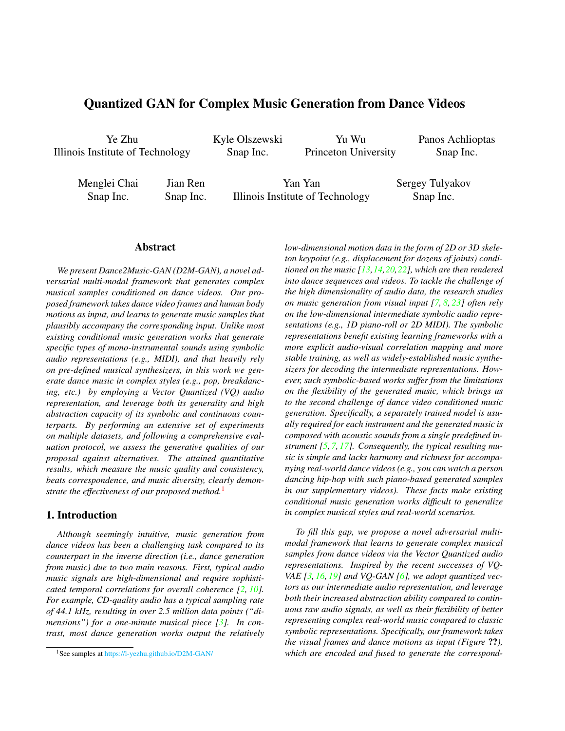# Quantized GAN for Complex Music Generation from Dance Videos

Ye Zhu
Illinois Institute of Technology

Kyle Olszewski
Snap Inc.

Yu Wu
Princeton University

Panos Achlioptas
Snap Inc.

Menglei Chai
Snap Inc.

Jian Ren
Snap Inc.

Yan Yan
Illinois Institute of Technology

Sergey Tulyakov
Snap Inc.

## Abstract

*We present Dance2Music-GAN (D2M-GAN), a novel adversarial multi-modal framework that generates complex musical samples conditioned on dance videos. Our proposed framework takes dance video frames and human body motions as input, and learns to generate music samples that plausibly accompany the corresponding input. Unlike most existing conditional music generation works that generate specific types of mono-instrumental sounds using symbolic audio representations (e.g., MIDI), and that heavily rely on pre-defined musical synthesizers, in this work we generate dance music in complex styles (e.g., pop, breakdancing, etc.) by employing a Vector Quantized (VQ) audio representation, and leverage both its generality and high abstraction capacity of its symbolic and continuous counterparts. By performing an extensive set of experiments on multiple datasets, and following a comprehensive evaluation protocol, we assess the generative qualities of our proposal against alternatives. The attained quantitative results, which measure the music quality and consistency, beats correspondence, and music diversity, clearly demonstrate the effectiveness of our proposed method.*[1]

## 1. Introduction

*Although seemingly intuitive, music generation from dance videos has been a challenging task compared to its counterpart in the inverse direction (i.e., dance generation from music) due to two main reasons. First, typical audio music signals are high-dimensional and require sophisticated temporal correlations for overall coherence [2, 10]. For example, CD-quality audio has a typical sampling rate of 44.1 kHz, resulting in over 2.5 million data points ("dimensions") for a one-minute musical piece [3]. In contrast, most dance generation works output the relatively low-dimensional motion data in the form of 2D or 3D skeleton keypoint (e.g., displacement for dozens of joints) conditioned on the music [13, 14, 20, 22], which are then rendered into dance sequences and videos. To tackle the challenge of the high dimensionality of audio data, the research studies on music generation from visual input [7, 8, 23] often rely on the low-dimensional intermediate symbolic audio representations (e.g., 1D piano-roll or 2D MIDI). The symbolic representations benefit existing learning frameworks with a more explicit audio-visual correlation mapping and more stable training, as well as widely-established music synthesizers for decoding the intermediate representations. However, such symbolic-based works suffer from the limitations on the flexibility of the generated music, which brings us to the second challenge of dance video conditioned music generation. Specifically, a separately trained model is usually required for each instrument and the generated music is composed with acoustic sounds from a single predefined instrument [5, 7, 17]. Consequently, the typical resulting music is simple and lacks harmony and richness for accompanying real-world dance videos (e.g., you can watch a person dancing hip-hop with such piano-based generated samples in our supplementary videos). These facts make existing conditional music generation works difficult to generalize in complex musical styles and real-world scenarios.*

*To fill this gap, we propose a novel adversarial multi-modal framework that learns to generate complex musical samples from dance videos via the Vector Quantized audio representations. Inspired by the recent successes of VQ-VAE [3, 16, 19] and VQ-GAN [6], we adopt quantized vectors as our intermediate audio representation, and leverage both their increased abstraction ability compared to continuous raw audio signals, as well as their flexibility of better representing complex real-world music compared to classic symbolic representations. Specifically, our framework takes the visual frames and dance motions as input (Figure **??**), which are encoded and fused to generate the correspond-*

[1] See samples at https://l-yezhu.github.io/D2M-GAN/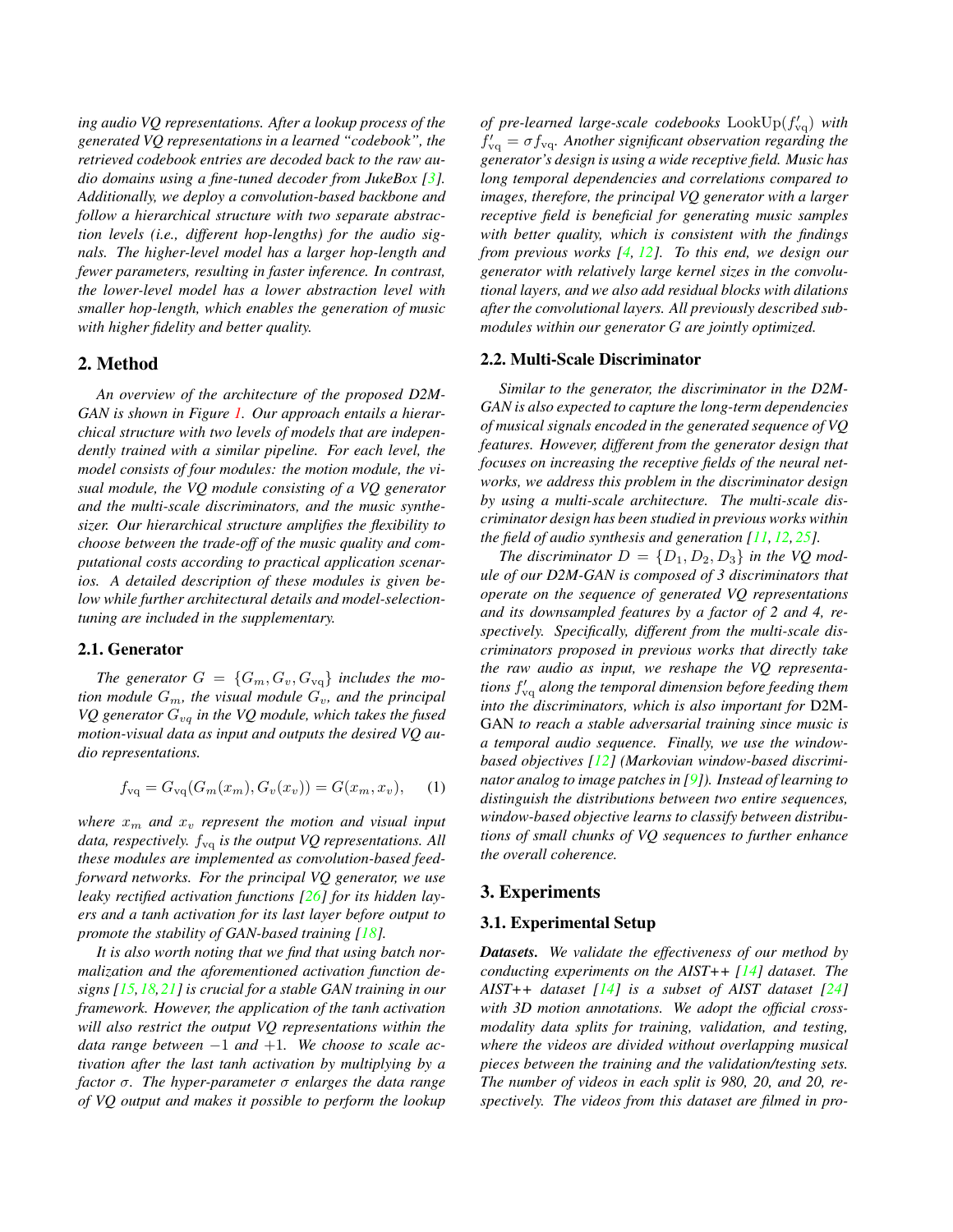*ing audio VQ representations. After a lookup process of the generated VQ representations in a learned "codebook", the retrieved codebook entries are decoded back to the raw audio domains using a fine-tuned decoder from JukeBox [3]. Additionally, we deploy a convolution-based backbone and follow a hierarchical structure with two separate abstraction levels (i.e., different hop-lengths) for the audio signals. The higher-level model has a larger hop-length and fewer parameters, resulting in faster inference. In contrast, the lower-level model has a lower abstraction level with smaller hop-length, which enables the generation of music with higher fidelity and better quality.*

## 2. Method

*An overview of the architecture of the proposed D2M-GAN is shown in Figure 1. Our approach entails a hierarchical structure with two levels of models that are independently trained with a similar pipeline. For each level, the model consists of four modules: the motion module, the visual module, the VQ module consisting of a VQ generator and the multi-scale discriminators, and the music synthesizer. Our hierarchical structure amplifies the flexibility to choose between the trade-off of the music quality and computational costs according to practical application scenarios. A detailed description of these modules is given below while further architectural details and model-selection-tuning are included in the supplementary.*

### 2.1. Generator

*The generator $G = \{G_m, G_v, G_{\text{vq}}\}$ includes the motion module $G_m$, the visual module $G_v$, and the principal VQ generator $G_{vq}$ in the VQ module, which takes the fused motion-visual data as input and outputs the desired VQ audio representations.*

$$f_{\text{vq}} = G_{\text{vq}}(G_m(x_m), G_v(x_v)) = G(x_m, x_v), \tag{1}$$

*where $x_m$ and $x_v$ represent the motion and visual input data, respectively. $f_{\text{vq}}$ is the output VQ representations. All these modules are implemented as convolution-based feed-forward networks. For the principal VQ generator, we use leaky rectified activation functions [26] for its hidden layers and a tanh activation for its last layer before output to promote the stability of GAN-based training [18].*

*It is also worth noting that we find that using batch normalization and the aforementioned activation function designs [15, 18, 21] is crucial for a stable GAN training in our framework. However, the application of the tanh activation will also restrict the output VQ representations within the data range between $-1$ and $+1$. We choose to scale activation after the last tanh activation by multiplying by a factor $\sigma$. The hyper-parameter $\sigma$ enlarges the data range of VQ output and makes it possible to perform the lookup of pre-learned large-scale codebooks $\text{LookUp}(f'_{\text{vq}})$ with $f'_{\text{vq}} = \sigma f_{\text{vq}}$. Another significant observation regarding the generator's design is using a wide receptive field. Music has long temporal dependencies and correlations compared to images, therefore, the principal VQ generator with a larger receptive field is beneficial for generating music samples with better quality, which is consistent with the findings from previous works [4, 12]. To this end, we design our generator with relatively large kernel sizes in the convolutional layers, and we also add residual blocks with dilations after the convolutional layers. All previously described submodules within our generator G are jointly optimized.*

### 2.2. Multi-Scale Discriminator

*Similar to the generator, the discriminator in the D2M-GAN is also expected to capture the long-term dependencies of musical signals encoded in the generated sequence of VQ features. However, different from the generator design that focuses on increasing the receptive fields of the neural networks, we address this problem in the discriminator design by using a multi-scale architecture. The multi-scale discriminator design has been studied in previous works within the field of audio synthesis and generation [11, 12, 25].*

*The discriminator $D = \{D_1, D_2, D_3\}$ in the VQ module of our D2M-GAN is composed of 3 discriminators that operate on the sequence of generated VQ representations and its downsampled features by a factor of 2 and 4, respectively. Specifically, different from the multi-scale discriminators proposed in previous works that directly take the raw audio as input, we reshape the VQ representations $f'_{\text{vq}}$ along the temporal dimension before feeding them into the discriminators, which is also important for* D2M-GAN *to reach a stable adversarial training since music is a temporal audio sequence. Finally, we use the window-based objectives [12] (Markovian window-based discriminator analog to image patches in [9]). Instead of learning to distinguish the distributions between two entire sequences, window-based objective learns to classify between distributions of small chunks of VQ sequences to further enhance the overall coherence.*

## 3. Experiments

### 3.1. Experimental Setup

***Datasets.*** *We validate the effectiveness of our method by conducting experiments on the AIST++ [14] dataset. The AIST++ dataset [14] is a subset of AIST dataset [24] with 3D motion annotations. We adopt the official cross-modality data splits for training, validation, and testing, where the videos are divided without overlapping musical pieces between the training and the validation/testing sets. The number of videos in each split is 980, 20, and 20, respectively. The videos from this dataset are filmed in pro-*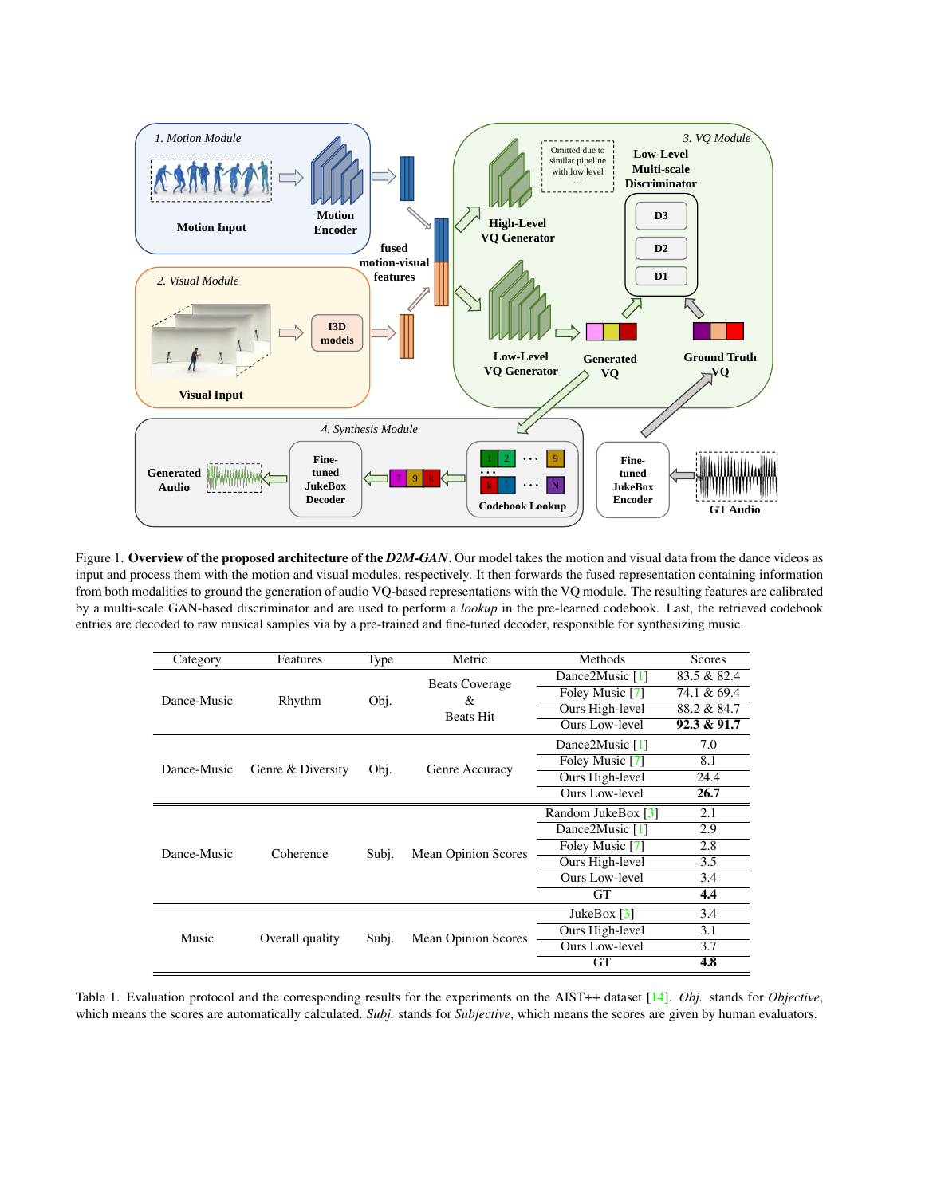Figure 1. **Overview of the proposed architecture of the *D2M-GAN***. Our model takes the motion and visual data from the dance videos as input and process them with the motion and visual modules, respectively. It then forwards the fused representation containing information from both modalities to ground the generation of audio VQ-based representations with the VQ module. The resulting features are calibrated by a multi-scale GAN-based discriminator and are used to perform a *lookup* in the pre-learned codebook. Last, the retrieved codebook entries are decoded to raw musical samples via by a pre-trained and fine-tuned decoder, responsible for synthesizing music.

| Category | Features | Type | Metric | Methods | Scores |
|---|---|---|---|---|---|
| Dance-Music | Rhythm | Obj. | Beats Coverage & Beats Hit | Dance2Music [1] | 83.5 & 82.4 |
| | | | | Foley Music [7] | 74.1 & 69.4 |
| | | | | Ours High-level | 88.2 & 84.7 |
| | | | | Ours Low-level | **92.3 & 91.7** |
| Dance-Music | Genre & Diversity | Obj. | Genre Accuracy | Dance2Music [1] | 7.0 |
| | | | | Foley Music [7] | 8.1 |
| | | | | Ours High-level | 24.4 |
| | | | | Ours Low-level | **26.7** |
| Dance-Music | Coherence | Subj. | Mean Opinion Scores | Random JukeBox [3] | 2.1 |
| | | | | Dance2Music [1] | 2.9 |
| | | | | Foley Music [7] | 2.8 |
| | | | | Ours High-level | 3.5 |
| | | | | Ours Low-level | 3.4 |
| | | | | GT | **4.4** |
| Music | Overall quality | Subj. | Mean Opinion Scores | JukeBox [3] | 3.4 |
| | | | | Ours High-level | 3.1 |
| | | | | Ours Low-level | 3.7 |
| | | | | GT | **4.8** |

Table 1. Evaluation protocol and the corresponding results for the experiments on the AIST++ dataset [14]. *Obj.* stands for *Objective*, which means the scores are automatically calculated. *Subj.* stands for *Subjective*, which means the scores are given by human evaluators.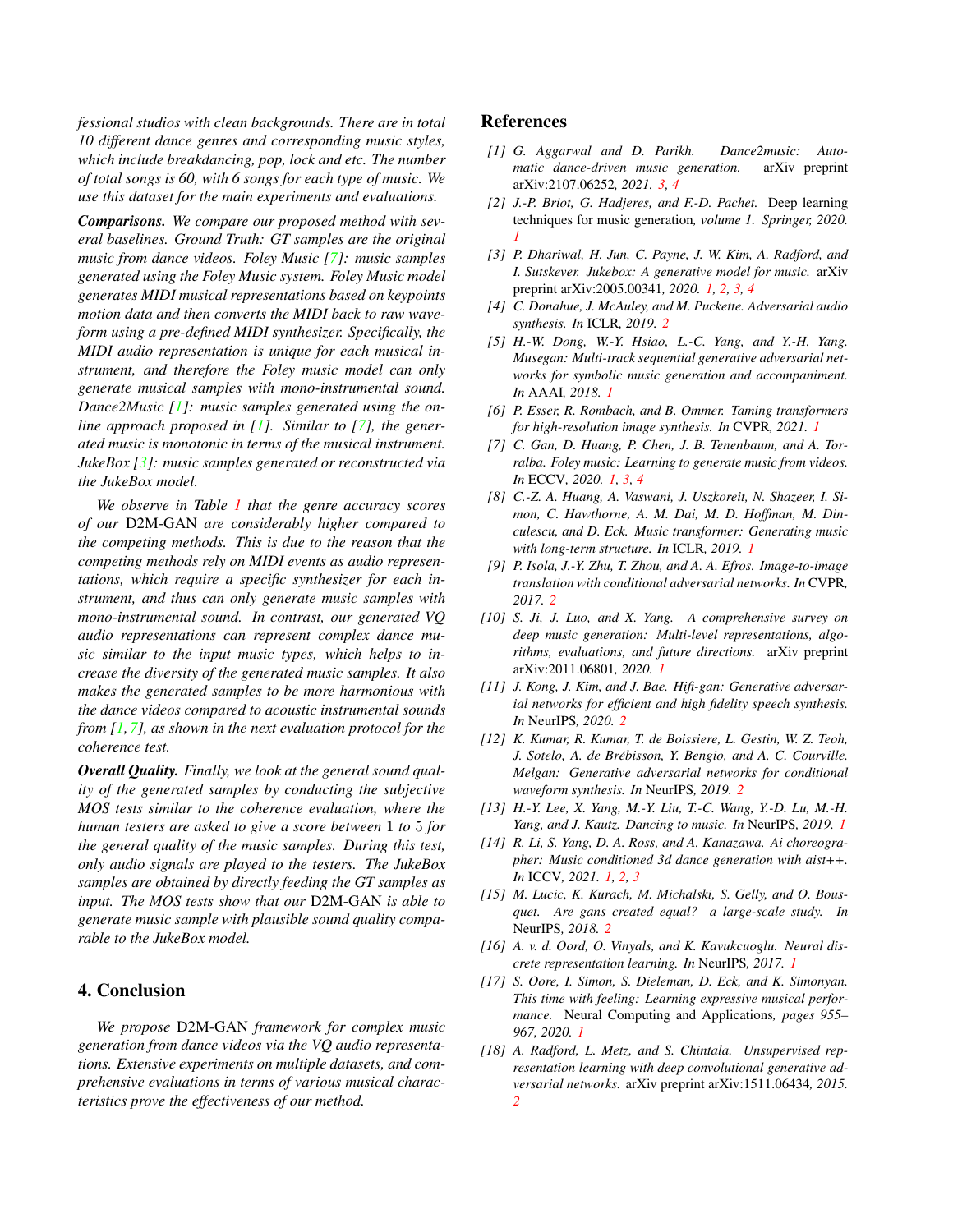*fessional studios with clean backgrounds. There are in total 10 different dance genres and corresponding music styles, which include breakdancing, pop, lock and etc. The number of total songs is 60, with 6 songs for each type of music. We use this dataset for the main experiments and evaluations.*

***Comparisons.*** *We compare our proposed method with several baselines. Ground Truth: GT samples are the original music from dance videos. Foley Music [7]: music samples generated using the Foley Music system. Foley Music model generates MIDI musical representations based on keypoints motion data and then converts the MIDI back to raw waveform using a pre-defined MIDI synthesizer. Specifically, the MIDI audio representation is unique for each musical instrument, and therefore the Foley music model can only generate musical samples with mono-instrumental sound. Dance2Music [1]: music samples generated using the online approach proposed in [1]. Similar to [7], the generated music is monotonic in terms of the musical instrument. JukeBox [3]: music samples generated or reconstructed via the JukeBox model.*

*We observe in Table 1 that the genre accuracy scores of our* D2M-GAN *are considerably higher compared to the competing methods. This is due to the reason that the competing methods rely on MIDI events as audio representations, which require a specific synthesizer for each instrument, and thus can only generate music samples with mono-instrumental sound. In contrast, our generated VQ audio representations can represent complex dance music similar to the input music types, which helps to increase the diversity of the generated music samples. It also makes the generated samples to be more harmonious with the dance videos compared to acoustic instrumental sounds from [1, 7], as shown in the next evaluation protocol for the coherence test.*

***Overall Quality.*** *Finally, we look at the general sound quality of the generated samples by conducting the subjective MOS tests similar to the coherence evaluation, where the human testers are asked to give a score between* 1 *to* 5 *for the general quality of the music samples. During this test, only audio signals are played to the testers. The JukeBox samples are obtained by directly feeding the GT samples as input. The MOS tests show that our* D2M-GAN *is able to generate music sample with plausible sound quality comparable to the JukeBox model.*

## 4. Conclusion

*We propose* D2M-GAN *framework for complex music generation from dance videos via the VQ audio representations. Extensive experiments on multiple datasets, and comprehensive evaluations in terms of various musical characteristics prove the effectiveness of our method.*

## References

[1] G. Aggarwal and D. Parikh. Dance2music: Automatic dance-driven music generation. arXiv preprint arXiv:2107.06252, 2021. 3, 4

[2] J.-P. Briot, G. Hadjeres, and F.-D. Pachet. Deep learning techniques for music generation, volume 1. Springer, 2020. 1

[3] P. Dhariwal, H. Jun, C. Payne, J. W. Kim, A. Radford, and I. Sutskever. Jukebox: A generative model for music. arXiv preprint arXiv:2005.00341, 2020. 1, 2, 3, 4

[4] C. Donahue, J. McAuley, and M. Puckette. Adversarial audio synthesis. In ICLR, 2019. 2

[5] H.-W. Dong, W.-Y. Hsiao, L.-C. Yang, and Y.-H. Yang. Musegan: Multi-track sequential generative adversarial networks for symbolic music generation and accompaniment. In AAAI, 2018. 1

[6] P. Esser, R. Rombach, and B. Ommer. Taming transformers for high-resolution image synthesis. In CVPR, 2021. 1

[7] C. Gan, D. Huang, P. Chen, J. B. Tenenbaum, and A. Torralba. Foley music: Learning to generate music from videos. In ECCV, 2020. 1, 3, 4

[8] C.-Z. A. Huang, A. Vaswani, J. Uszkoreit, N. Shazeer, I. Simon, C. Hawthorne, A. M. Dai, M. D. Hoffman, M. Dinculescu, and D. Eck. Music transformer: Generating music with long-term structure. In ICLR, 2019. 1

[9] P. Isola, J.-Y. Zhu, T. Zhou, and A. A. Efros. Image-to-image translation with conditional adversarial networks. In CVPR, 2017. 2

[10] S. Ji, J. Luo, and X. Yang. A comprehensive survey on deep music generation: Multi-level representations, algorithms, evaluations, and future directions. arXiv preprint arXiv:2011.06801, 2020. 1

[11] J. Kong, J. Kim, and J. Bae. Hifi-gan: Generative adversarial networks for efficient and high fidelity speech synthesis. In NeurIPS, 2020. 2

[12] K. Kumar, R. Kumar, T. de Boissiere, L. Gestin, W. Z. Teoh, J. Sotelo, A. de Brébisson, Y. Bengio, and A. C. Courville. Melgan: Generative adversarial networks for conditional waveform synthesis. In NeurIPS, 2019. 2

[13] H.-Y. Lee, X. Yang, M.-Y. Liu, T.-C. Wang, Y.-D. Lu, M.-H. Yang, and J. Kautz. Dancing to music. In NeurIPS, 2019. 1

[14] R. Li, S. Yang, D. A. Ross, and A. Kanazawa. Ai choreographer: Music conditioned 3d dance generation with aist++. In ICCV, 2021. 1, 2, 3

[15] M. Lucic, K. Kurach, M. Michalski, S. Gelly, and O. Bousquet. Are gans created equal? a large-scale study. In NeurIPS, 2018. 2

[16] A. v. d. Oord, O. Vinyals, and K. Kavukcuoglu. Neural discrete representation learning. In NeurIPS, 2017. 1

[17] S. Oore, I. Simon, S. Dieleman, D. Eck, and K. Simonyan. This time with feeling: Learning expressive musical performance. Neural Computing and Applications, pages 955–967, 2020. 1

[18] A. Radford, L. Metz, and S. Chintala. Unsupervised representation learning with deep convolutional generative adversarial networks. arXiv preprint arXiv:1511.06434, 2015. 2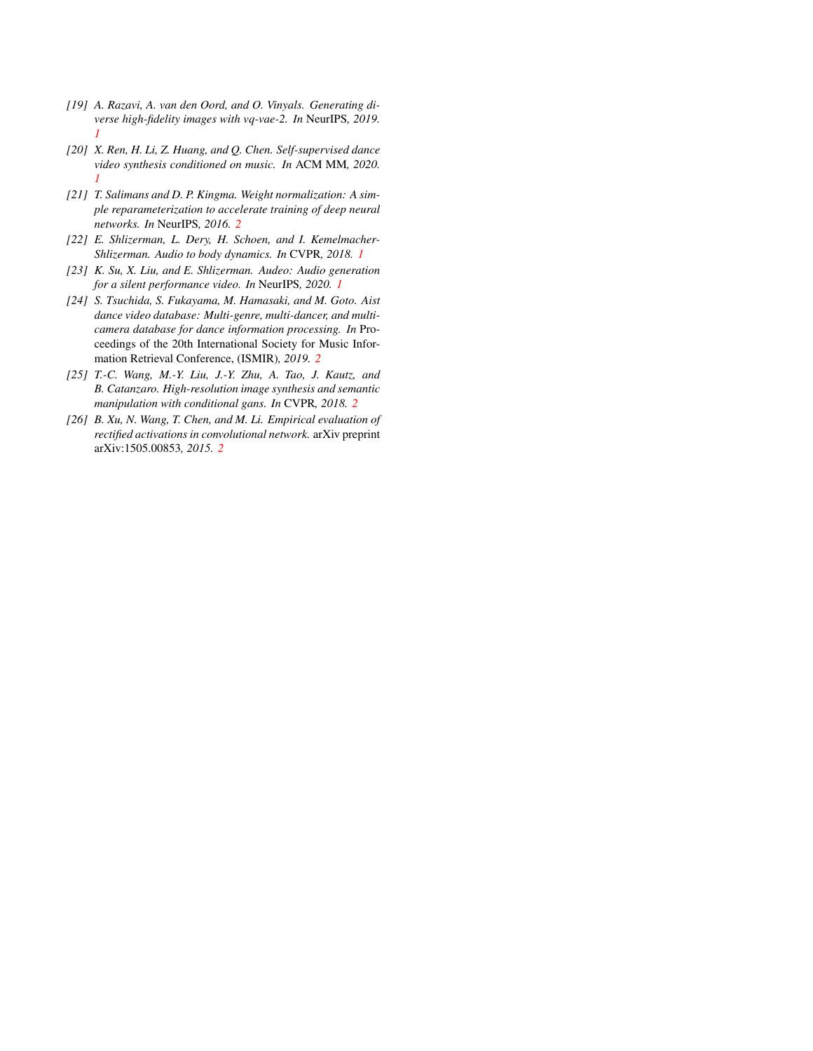[19] A. Razavi, A. van den Oord, and O. Vinyals. Generating diverse high-fidelity images with vq-vae-2. In NeurIPS, 2019. 1

[20] X. Ren, H. Li, Z. Huang, and Q. Chen. Self-supervised dance video synthesis conditioned on music. In ACM MM, 2020. 1

[21] T. Salimans and D. P. Kingma. Weight normalization: A simple reparameterization to accelerate training of deep neural networks. In NeurIPS, 2016. 2

[22] E. Shlizerman, L. Dery, H. Schoen, and I. Kemelmacher-Shlizerman. Audio to body dynamics. In CVPR, 2018. 1

[23] K. Su, X. Liu, and E. Shlizerman. Audeo: Audio generation for a silent performance video. In NeurIPS, 2020. 1

[24] S. Tsuchida, S. Fukayama, M. Hamasaki, and M. Goto. Aist dance video database: Multi-genre, multi-dancer, and multi-camera database for dance information processing. In Proceedings of the 20th International Society for Music Information Retrieval Conference, (ISMIR), 2019. 2

[25] T.-C. Wang, M.-Y. Liu, J.-Y. Zhu, A. Tao, J. Kautz, and B. Catanzaro. High-resolution image synthesis and semantic manipulation with conditional gans. In CVPR, 2018. 2

[26] B. Xu, N. Wang, T. Chen, and M. Li. Empirical evaluation of rectified activations in convolutional network. arXiv preprint arXiv:1505.00853, 2015. 2